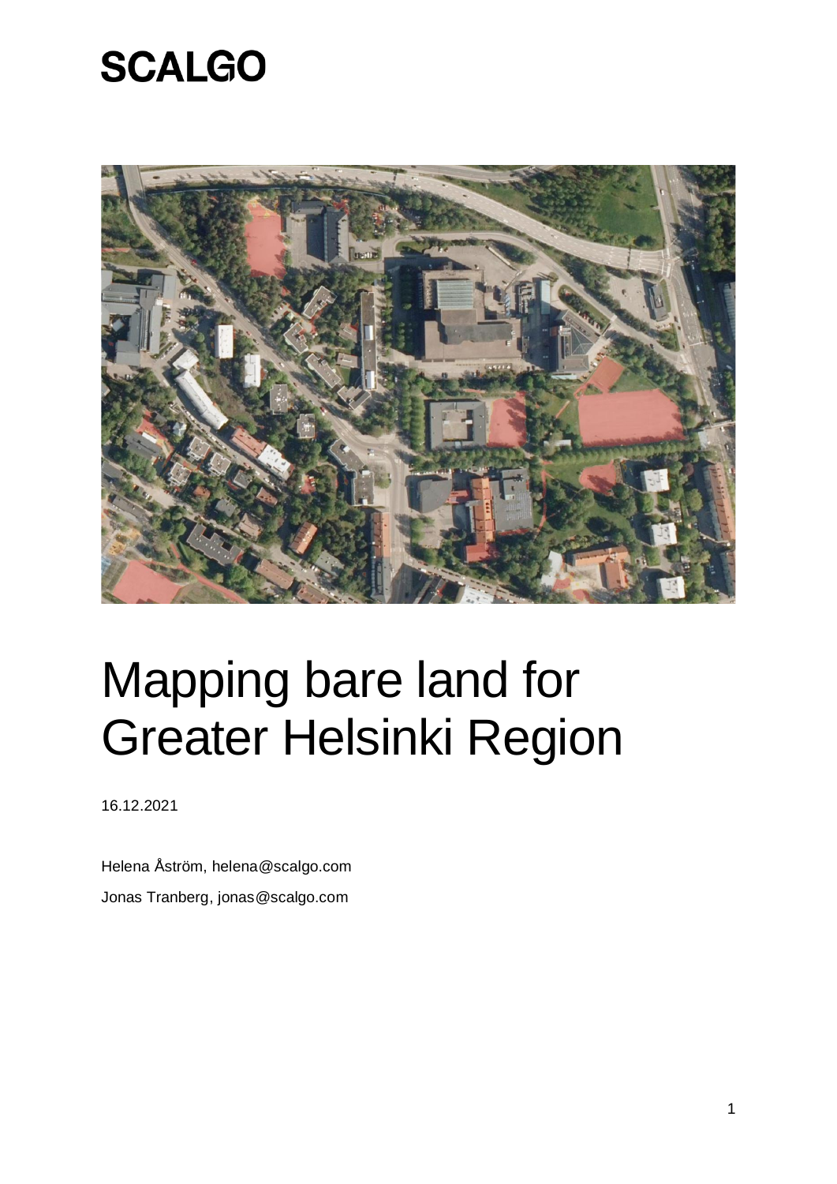SCALGO

# Mapping bare land for Greater Helsinki Region

16.12.2021

Helena Åström, helena@scalgo.com

Jonas Tranberg, jonas@scalgo.com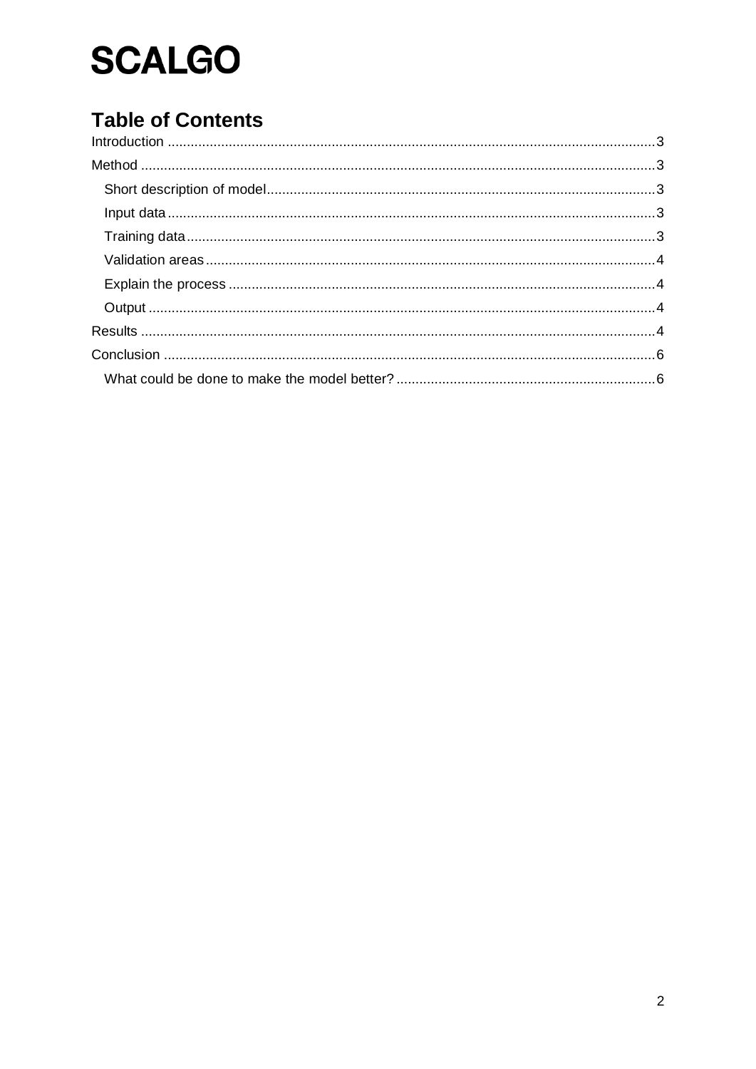SCALGO

# Table of Contents

Introduction ..................................................................................................................... 3

Method ............................................................................................................................ 3

- Short description of model ........................................................................................ 3
- Input data ................................................................................................................... 3
- Training data .............................................................................................................. 3
- Validation areas ......................................................................................................... 4
- Explain the process ................................................................................................... 4
- Output ........................................................................................................................ 4

Results ............................................................................................................................ 4

Conclusion ...................................................................................................................... 6

- What could be done to make the model better? ........................................................ 6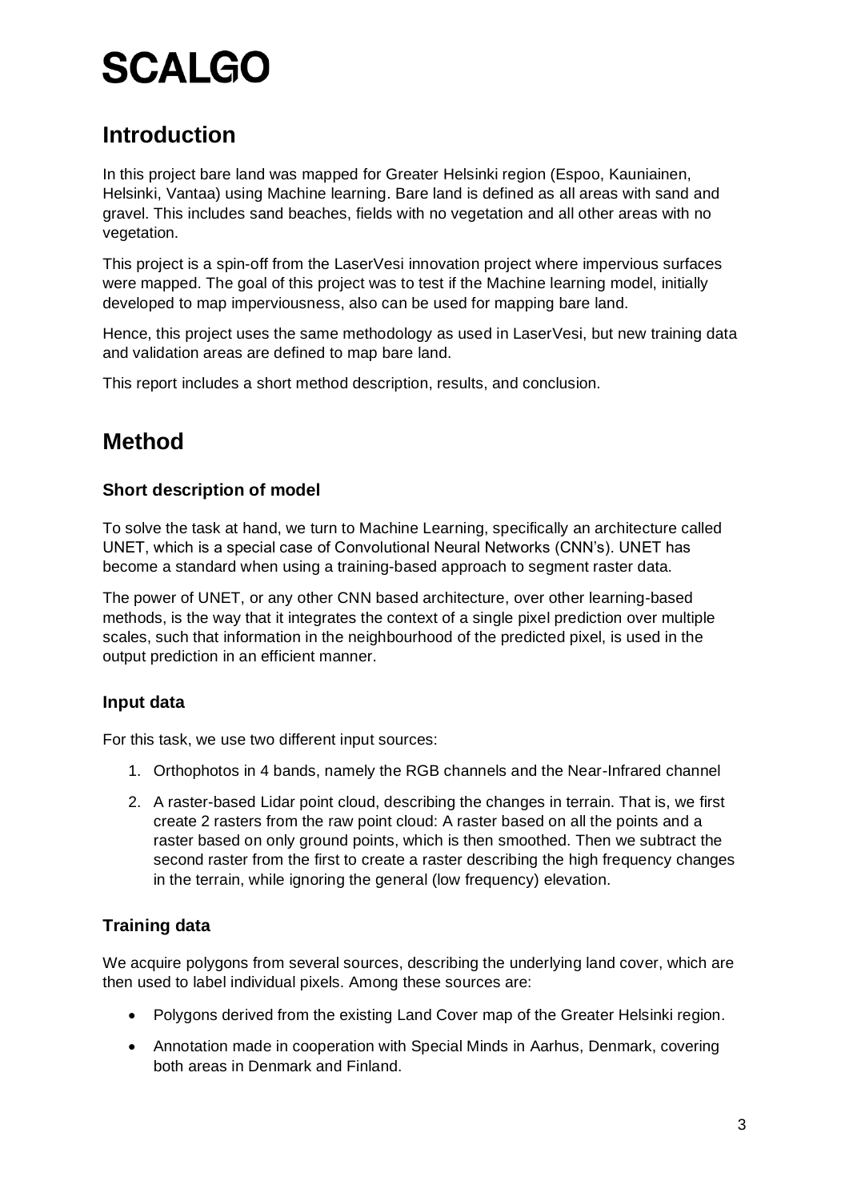# Introduction

In this project bare land was mapped for Greater Helsinki region (Espoo, Kauniainen, Helsinki, Vantaa) using Machine learning. Bare land is defined as all areas with sand and gravel. This includes sand beaches, fields with no vegetation and all other areas with no vegetation.

This project is a spin-off from the LaserVesi innovation project where impervious surfaces were mapped. The goal of this project was to test if the Machine learning model, initially developed to map imperviousness, also can be used for mapping bare land.

Hence, this project uses the same methodology as used in LaserVesi, but new training data and validation areas are defined to map bare land.

This report includes a short method description, results, and conclusion.

# Method

### Short description of model

To solve the task at hand, we turn to Machine Learning, specifically an architecture called UNET, which is a special case of Convolutional Neural Networks (CNN's). UNET has become a standard when using a training-based approach to segment raster data.

The power of UNET, or any other CNN based architecture, over other learning-based methods, is the way that it integrates the context of a single pixel prediction over multiple scales, such that information in the neighbourhood of the predicted pixel, is used in the output prediction in an efficient manner.

### Input data

For this task, we use two different input sources:

1. Orthophotos in 4 bands, namely the RGB channels and the Near-Infrared channel
2. A raster-based Lidar point cloud, describing the changes in terrain. That is, we first create 2 rasters from the raw point cloud: A raster based on all the points and a raster based on only ground points, which is then smoothed. Then we subtract the second raster from the first to create a raster describing the high frequency changes in the terrain, while ignoring the general (low frequency) elevation.

### Training data

We acquire polygons from several sources, describing the underlying land cover, which are then used to label individual pixels. Among these sources are:

- Polygons derived from the existing Land Cover map of the Greater Helsinki region.
- Annotation made in cooperation with Special Minds in Aarhus, Denmark, covering both areas in Denmark and Finland.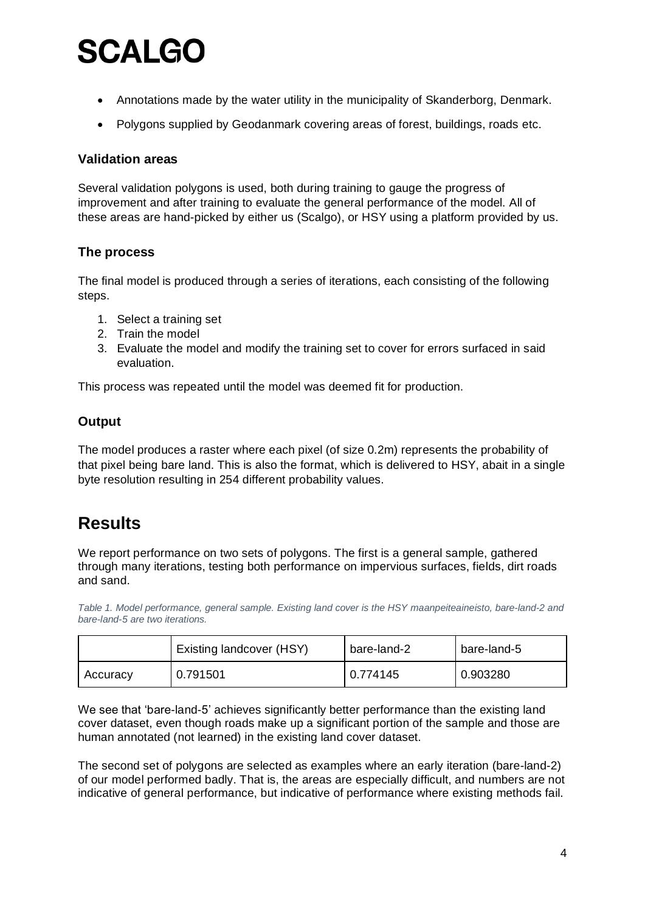- Annotations made by the water utility in the municipality of Skanderborg, Denmark.
- Polygons supplied by Geodanmark covering areas of forest, buildings, roads etc.

### Validation areas

Several validation polygons is used, both during training to gauge the progress of improvement and after training to evaluate the general performance of the model. All of these areas are hand-picked by either us (Scalgo), or HSY using a platform provided by us.

### The process

The final model is produced through a series of iterations, each consisting of the following steps.

1. Select a training set
2. Train the model
3. Evaluate the model and modify the training set to cover for errors surfaced in said evaluation.

This process was repeated until the model was deemed fit for production.

### Output

The model produces a raster where each pixel (of size 0.2m) represents the probability of that pixel being bare land. This is also the format, which is delivered to HSY, abait in a single byte resolution resulting in 254 different probability values.

## Results

We report performance on two sets of polygons. The first is a general sample, gathered through many iterations, testing both performance on impervious surfaces, fields, dirt roads and sand.

*Table 1. Model performance, general sample. Existing land cover is the HSY maanpeiteaineisto, bare-land-2 and bare-land-5 are two iterations.*

| | Existing landcover (HSY) | bare-land-2 | bare-land-5 |
|---|---|---|---|
| Accuracy | 0.791501 | 0.774145 | 0.903280 |

We see that 'bare-land-5' achieves significantly better performance than the existing land cover dataset, even though roads make up a significant portion of the sample and those are human annotated (not learned) in the existing land cover dataset.

The second set of polygons are selected as examples where an early iteration (bare-land-2) of our model performed badly. That is, the areas are especially difficult, and numbers are not indicative of general performance, but indicative of performance where existing methods fail.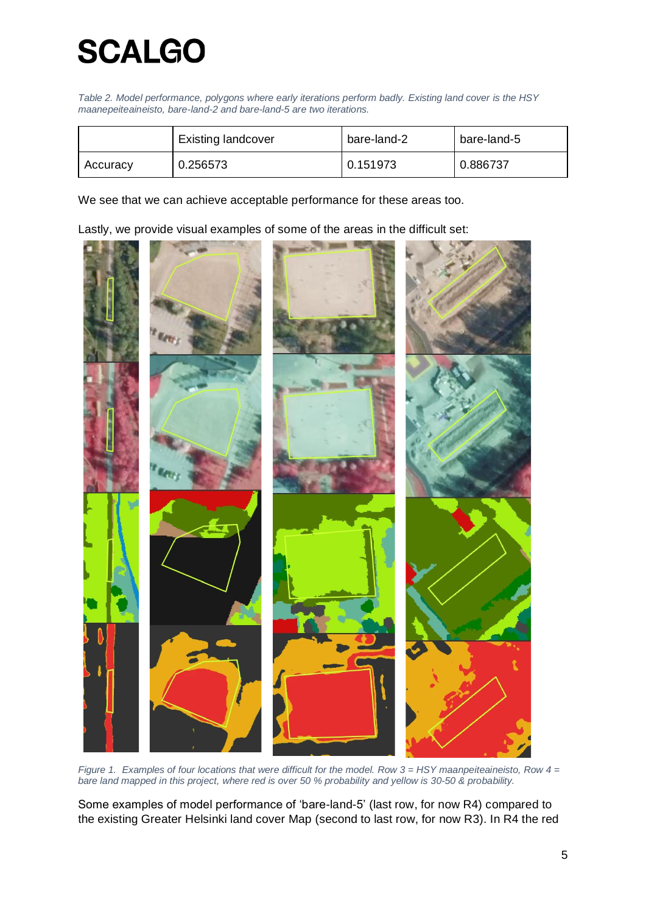*Table 2. Model performance, polygons where early iterations perform badly. Existing land cover is the HSY maanepeiteaineisto, bare-land-2 and bare-land-5 are two iterations.*

| | Existing landcover | bare-land-2 | bare-land-5 |
|---|---|---|---|
| Accuracy | 0.256573 | 0.151973 | 0.886737 |

We see that we can achieve acceptable performance for these areas too.

Lastly, we provide visual examples of some of the areas in the difficult set:

*Figure 1. Examples of four locations that were difficult for the model. Row 3 = HSY maanpeiteaineisto, Row 4 = bare land mapped in this project, where red is over 50 % probability and yellow is 30-50 & probability.*

Some examples of model performance of 'bare-land-5' (last row, for now R4) compared to the existing Greater Helsinki land cover Map (second to last row, for now R3). In R4 the red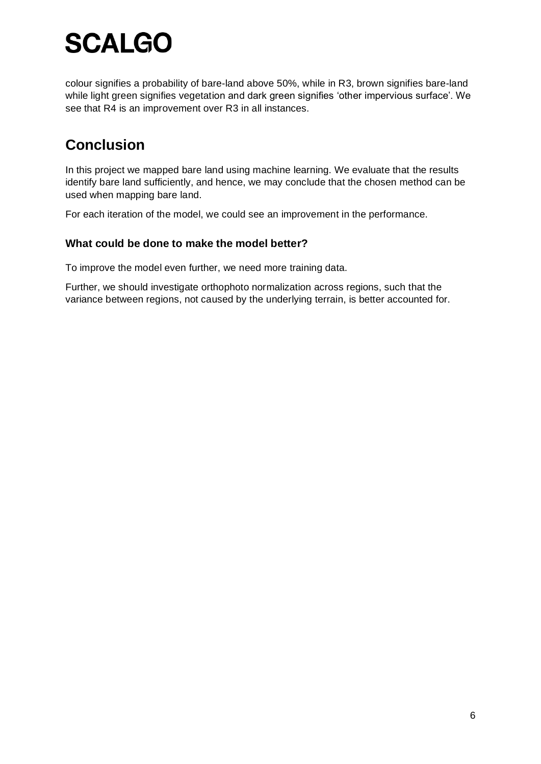colour signifies a probability of bare-land above 50%, while in R3, brown signifies bare-land while light green signifies vegetation and dark green signifies 'other impervious surface'. We see that R4 is an improvement over R3 in all instances.

## Conclusion

In this project we mapped bare land using machine learning. We evaluate that the results identify bare land sufficiently, and hence, we may conclude that the chosen method can be used when mapping bare land.

For each iteration of the model, we could see an improvement in the performance.

### What could be done to make the model better?

To improve the model even further, we need more training data.

Further, we should investigate orthophoto normalization across regions, such that the variance between regions, not caused by the underlying terrain, is better accounted for.